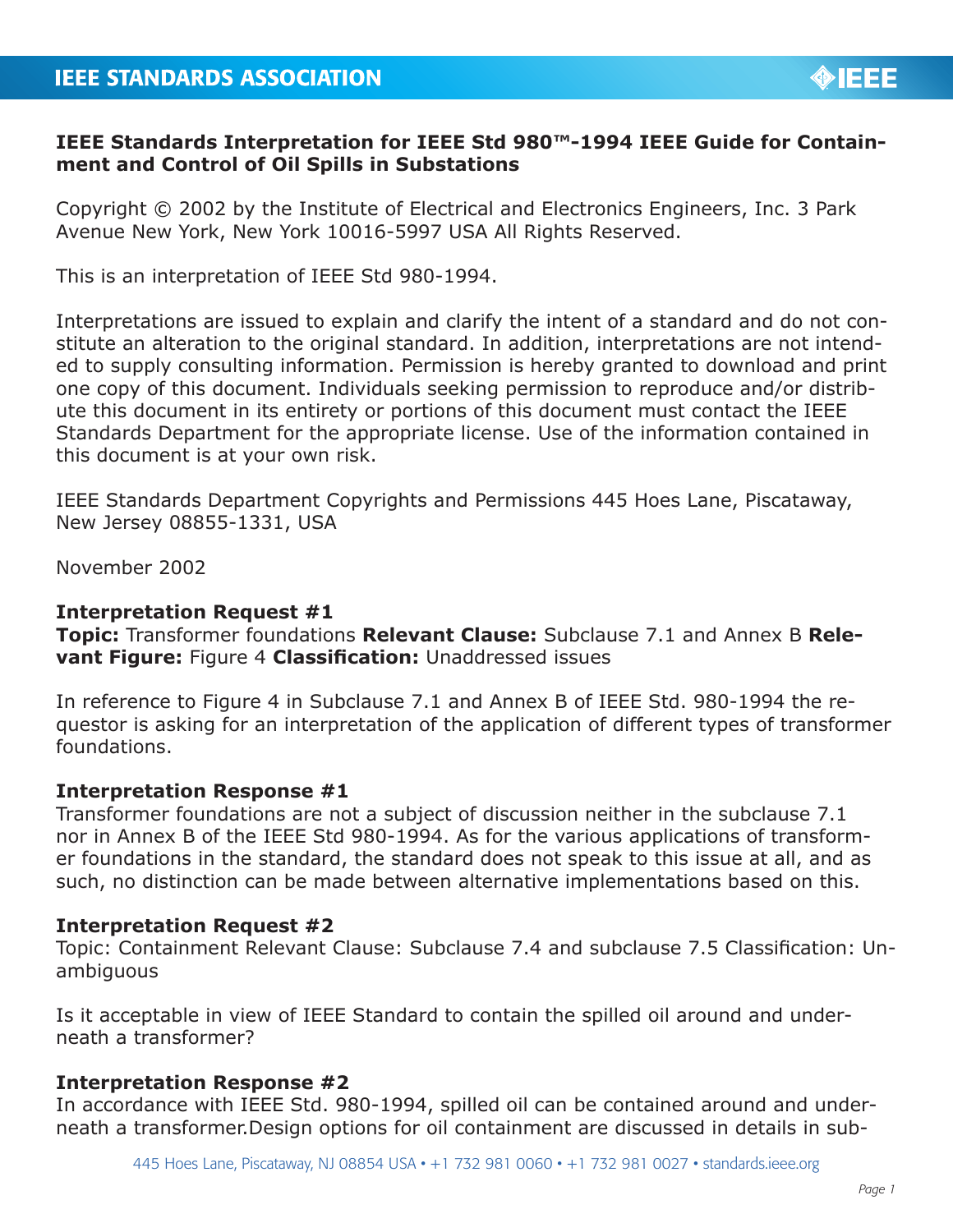**IEEE Standards Interpretation for IEEE Std 980™-1994 IEEE Guide for Containment and Control of Oil Spills in Substations**

Copyright © 2002 by the Institute of Electrical and Electronics Engineers, Inc. 3 Park Avenue New York, New York 10016-5997 USA All Rights Reserved.

This is an interpretation of IEEE Std 980-1994.

Interpretations are issued to explain and clarify the intent of a standard and do not constitute an alteration to the original standard. In addition, interpretations are not intended to supply consulting information. Permission is hereby granted to download and print one copy of this document. Individuals seeking permission to reproduce and/or distribute this document in its entirety or portions of this document must contact the IEEE Standards Department for the appropriate license. Use of the information contained in this document is at your own risk.

IEEE Standards Department Copyrights and Permissions 445 Hoes Lane, Piscataway, New Jersey 08855-1331, USA

November 2002

**Interpretation Request #1**
**Topic:** Transformer foundations **Relevant Clause:** Subclause 7.1 and Annex B **Relevant Figure:** Figure 4 **Classification:** Unaddressed issues

In reference to Figure 4 in Subclause 7.1 and Annex B of IEEE Std. 980-1994 the requestor is asking for an interpretation of the application of different types of transformer foundations.

**Interpretation Response #1**
Transformer foundations are not a subject of discussion neither in the subclause 7.1 nor in Annex B of the IEEE Std 980-1994. As for the various applications of transformer foundations in the standard, the standard does not speak to this issue at all, and as such, no distinction can be made between alternative implementations based on this.

**Interpretation Request #2**
Topic: Containment Relevant Clause: Subclause 7.4 and subclause 7.5 Classification: Unambiguous

Is it acceptable in view of IEEE Standard to contain the spilled oil around and underneath a transformer?

**Interpretation Response #2**
In accordance with IEEE Std. 980-1994, spilled oil can be contained around and underneath a transformer.Design options for oil containment are discussed in details in sub-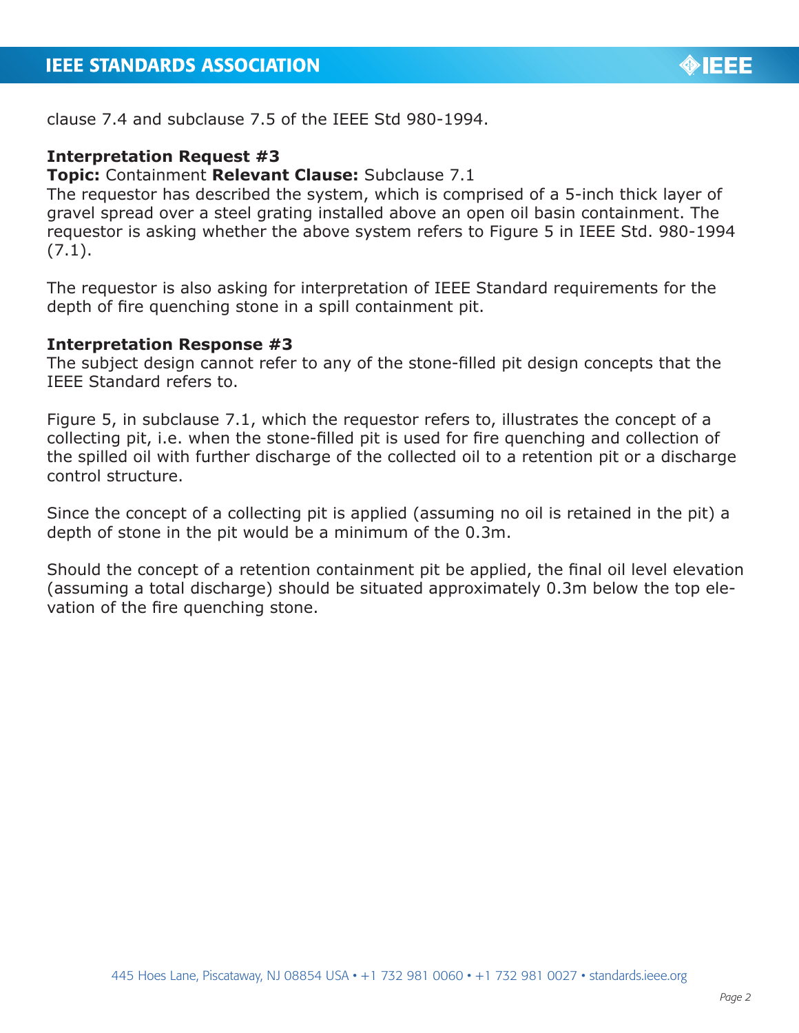clause 7.4 and subclause 7.5 of the IEEE Std 980-1994.

**Interpretation Request #3**

**Topic:** Containment **Relevant Clause:** Subclause 7.1

The requestor has described the system, which is comprised of a 5-inch thick layer of gravel spread over a steel grating installed above an open oil basin containment. The requestor is asking whether the above system refers to Figure 5 in IEEE Std. 980-1994 (7.1).

The requestor is also asking for interpretation of IEEE Standard requirements for the depth of fire quenching stone in a spill containment pit.

**Interpretation Response #3**

The subject design cannot refer to any of the stone-filled pit design concepts that the IEEE Standard refers to.

Figure 5, in subclause 7.1, which the requestor refers to, illustrates the concept of a collecting pit, i.e. when the stone-filled pit is used for fire quenching and collection of the spilled oil with further discharge of the collected oil to a retention pit or a discharge control structure.

Since the concept of a collecting pit is applied (assuming no oil is retained in the pit) a depth of stone in the pit would be a minimum of the 0.3m.

Should the concept of a retention containment pit be applied, the final oil level elevation (assuming a total discharge) should be situated approximately 0.3m below the top elevation of the fire quenching stone.